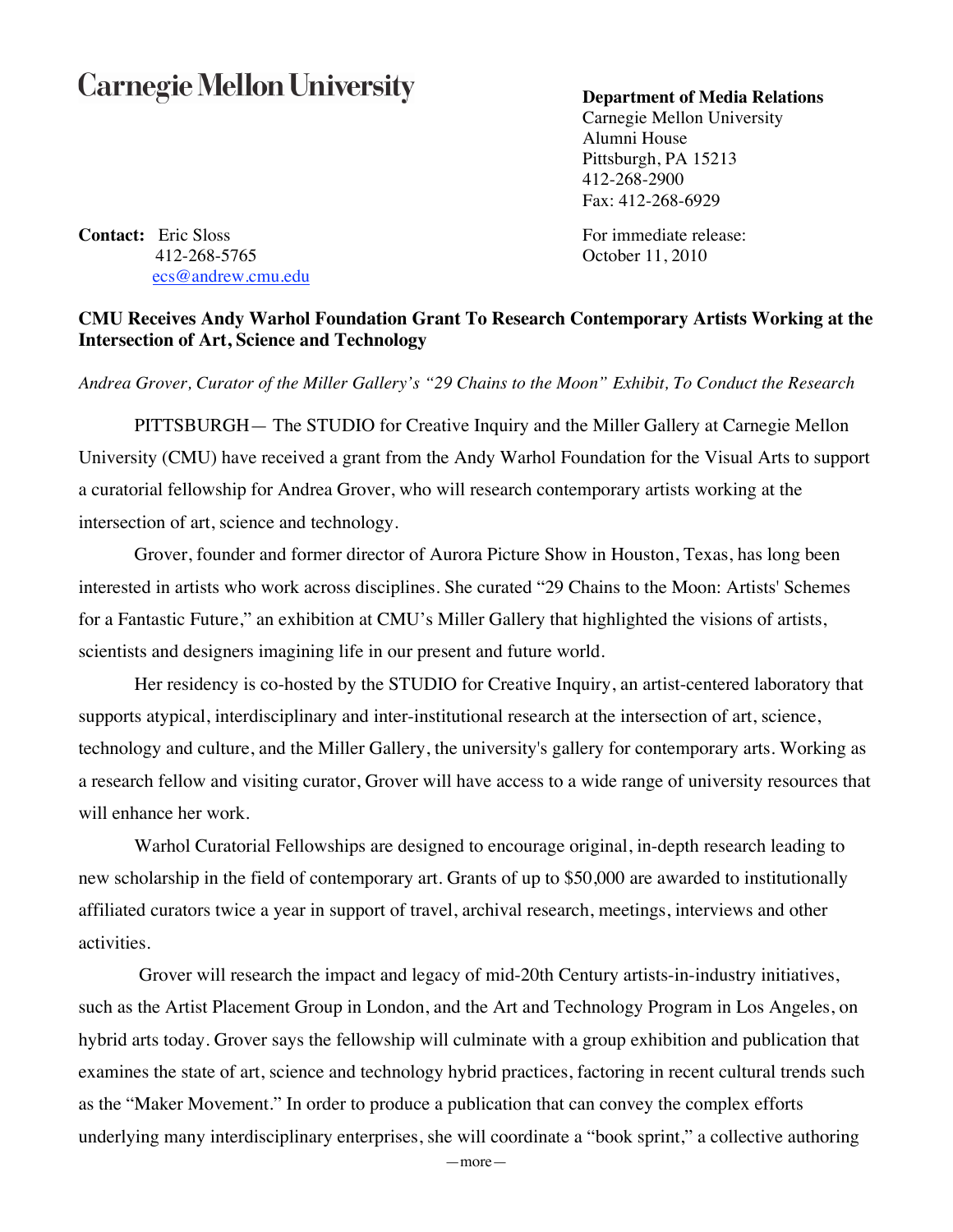**Carnegie Mellon University**

**Department of Media Relations**
Carnegie Mellon University
Alumni House
Pittsburgh, PA 15213
412-268-2900
Fax: 412-268-6929

**Contact:** Eric Sloss
412-268-5765
ecs@andrew.cmu.edu

For immediate release:
October 11, 2010

## CMU Receives Andy Warhol Foundation Grant To Research Contemporary Artists Working at the Intersection of Art, Science and Technology

*Andrea Grover, Curator of the Miller Gallery's "29 Chains to the Moon" Exhibit, To Conduct the Research*

PITTSBURGH— The STUDIO for Creative Inquiry and the Miller Gallery at Carnegie Mellon University (CMU) have received a grant from the Andy Warhol Foundation for the Visual Arts to support a curatorial fellowship for Andrea Grover, who will research contemporary artists working at the intersection of art, science and technology.

Grover, founder and former director of Aurora Picture Show in Houston, Texas, has long been interested in artists who work across disciplines. She curated "29 Chains to the Moon: Artists' Schemes for a Fantastic Future," an exhibition at CMU's Miller Gallery that highlighted the visions of artists, scientists and designers imagining life in our present and future world.

Her residency is co-hosted by the STUDIO for Creative Inquiry, an artist-centered laboratory that supports atypical, interdisciplinary and inter-institutional research at the intersection of art, science, technology and culture, and the Miller Gallery, the university's gallery for contemporary arts. Working as a research fellow and visiting curator, Grover will have access to a wide range of university resources that will enhance her work.

Warhol Curatorial Fellowships are designed to encourage original, in-depth research leading to new scholarship in the field of contemporary art. Grants of up to $50,000 are awarded to institutionally affiliated curators twice a year in support of travel, archival research, meetings, interviews and other activities.

Grover will research the impact and legacy of mid-20th Century artists-in-industry initiatives, such as the Artist Placement Group in London, and the Art and Technology Program in Los Angeles, on hybrid arts today. Grover says the fellowship will culminate with a group exhibition and publication that examines the state of art, science and technology hybrid practices, factoring in recent cultural trends such as the "Maker Movement." In order to produce a publication that can convey the complex efforts underlying many interdisciplinary enterprises, she will coordinate a "book sprint," a collective authoring

—more—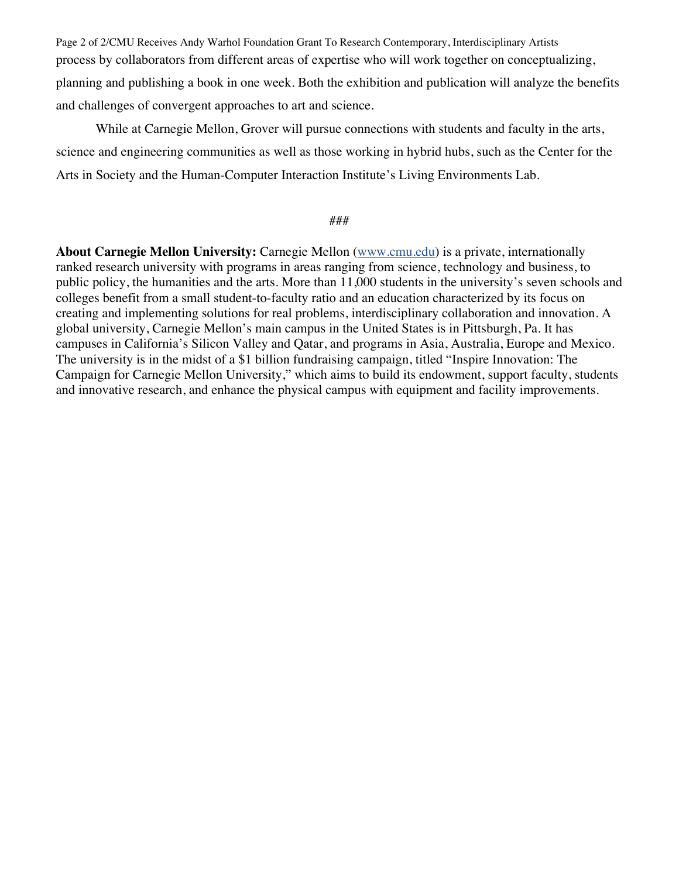process by collaborators from different areas of expertise who will work together on conceptualizing, planning and publishing a book in one week. Both the exhibition and publication will analyze the benefits and challenges of convergent approaches to art and science.

While at Carnegie Mellon, Grover will pursue connections with students and faculty in the arts, science and engineering communities as well as those working in hybrid hubs, such as the Center for the Arts in Society and the Human-Computer Interaction Institute's Living Environments Lab.

###

**About Carnegie Mellon University:** Carnegie Mellon (www.cmu.edu) is a private, internationally ranked research university with programs in areas ranging from science, technology and business, to public policy, the humanities and the arts. More than 11,000 students in the university's seven schools and colleges benefit from a small student-to-faculty ratio and an education characterized by its focus on creating and implementing solutions for real problems, interdisciplinary collaboration and innovation. A global university, Carnegie Mellon's main campus in the United States is in Pittsburgh, Pa. It has campuses in California's Silicon Valley and Qatar, and programs in Asia, Australia, Europe and Mexico. The university is in the midst of a $1 billion fundraising campaign, titled "Inspire Innovation: The Campaign for Carnegie Mellon University," which aims to build its endowment, support faculty, students and innovative research, and enhance the physical campus with equipment and facility improvements.